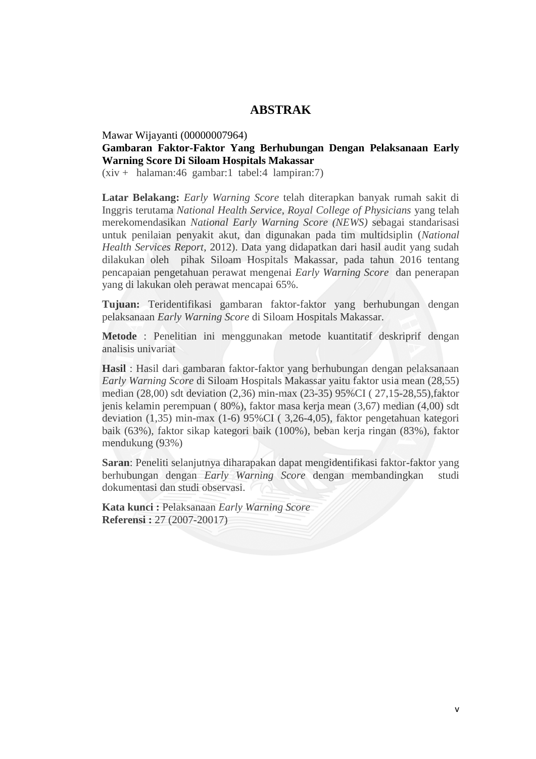# ABSTRAK

Mawar Wijayanti (00000007964)
**Gambaran Faktor-Faktor Yang Berhubungan Dengan Pelaksanaan Early Warning Score Di Siloam Hospitals Makassar**
(xiv + halaman:46 gambar:1 tabel:4 lampiran:7)

**Latar Belakang:** *Early Warning Score* telah diterapkan banyak rumah sakit di Inggris terutama *National Health Service*, *Royal College of Physicians* yang telah merekomendasikan *National Early Warning Score (NEWS)* sebagai standarisasi untuk penilaian penyakit akut, dan digunakan pada tim multidsiplin (*National Health Services Report*, 2012). Data yang didapatkan dari hasil audit yang sudah dilakukan oleh pihak Siloam Hospitals Makassar, pada tahun 2016 tentang pencapaian pengetahuan perawat mengenai *Early Warning Score* dan penerapan yang di lakukan oleh perawat mencapai 65%.

**Tujuan:** Teridentifikasi gambaran faktor-faktor yang berhubungan dengan pelaksanaan *Early Warning Score* di Siloam Hospitals Makassar.

**Metode** : Penelitian ini menggunakan metode kuantitatif deskriprif dengan analisis univariat

**Hasil** : Hasil dari gambaran faktor-faktor yang berhubungan dengan pelaksanaan *Early Warning Score* di Siloam Hospitals Makassar yaitu faktor usia mean (28,55) median (28,00) sdt deviation (2,36) min-max (23-35) 95%CI ( 27,15-28,55),faktor jenis kelamin perempuan ( 80%), faktor masa kerja mean (3,67) median (4,00) sdt deviation (1,35) min-max (1-6) 95%CI ( 3,26-4,05), faktor pengetahuan kategori baik (63%), faktor sikap kategori baik (100%), beban kerja ringan (83%), faktor mendukung (93%)

**Saran**: Peneliti selanjutnya diharapakan dapat mengidentifikasi faktor-faktor yang berhubungan dengan *Early Warning Score* dengan membandingkan studi dokumentasi dan studi observasi.

**Kata kunci :** Pelaksanaan *Early Warning Score*
**Referensi :** 27 (2007-20017)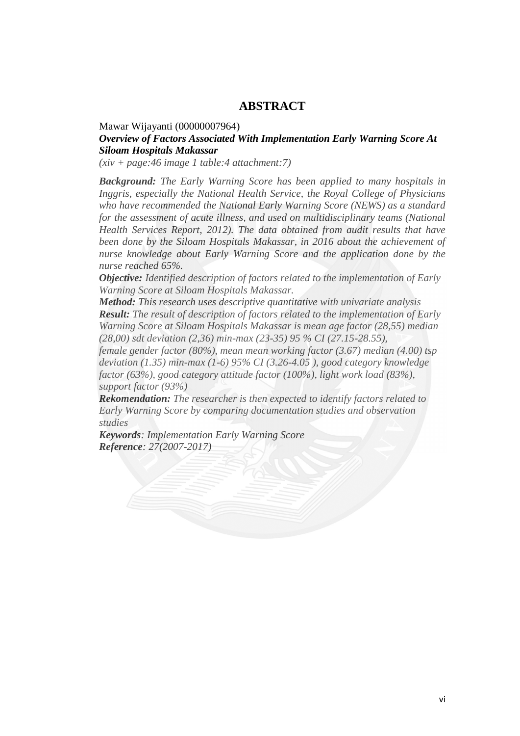# ABSTRACT

Mawar Wijayanti (00000007964)

***Overview of Factors Associated With Implementation Early Warning Score At Siloam Hospitals Makassar***

*(xiv + page:46 image 1 table:4 attachment:7)*

***Background:*** *The Early Warning Score has been applied to many hospitals in Inggris, especially the National Health Service, the Royal College of Physicians who have recommended the National Early Warning Score (NEWS) as a standard for the assessment of acute illness, and used on multidisciplinary teams (National Health Services Report, 2012). The data obtained from audit results that have been done by the Siloam Hospitals Makassar, in 2016 about the achievement of nurse knowledge about Early Warning Score and the application done by the nurse reached 65%.*

***Objective:*** *Identified description of factors related to the implementation of Early Warning Score at Siloam Hospitals Makassar.*

***Method:*** *This research uses descriptive quantitative with univariate analysis*

***Result:*** *The result of description of factors related to the implementation of Early Warning Score at Siloam Hospitals Makassar is mean age factor (28,55) median (28,00) sdt deviation (2,36) min-max (23-35) 95 % CI (27.15-28.55), female gender factor (80%), mean mean working factor (3.67) median (4.00) tsp deviation (1.35) min-max (1-6) 95% CI (3.26-4.05 ), good category knowledge factor (63%), good category attitude factor (100%), light work load (83%), support factor (93%)*

***Rekomendation:*** *The researcher is then expected to identify factors related to Early Warning Score by comparing documentation studies and observation studies*

***Keywords****: Implementation Early Warning Score*

***Reference****: 27(2007-2017)*